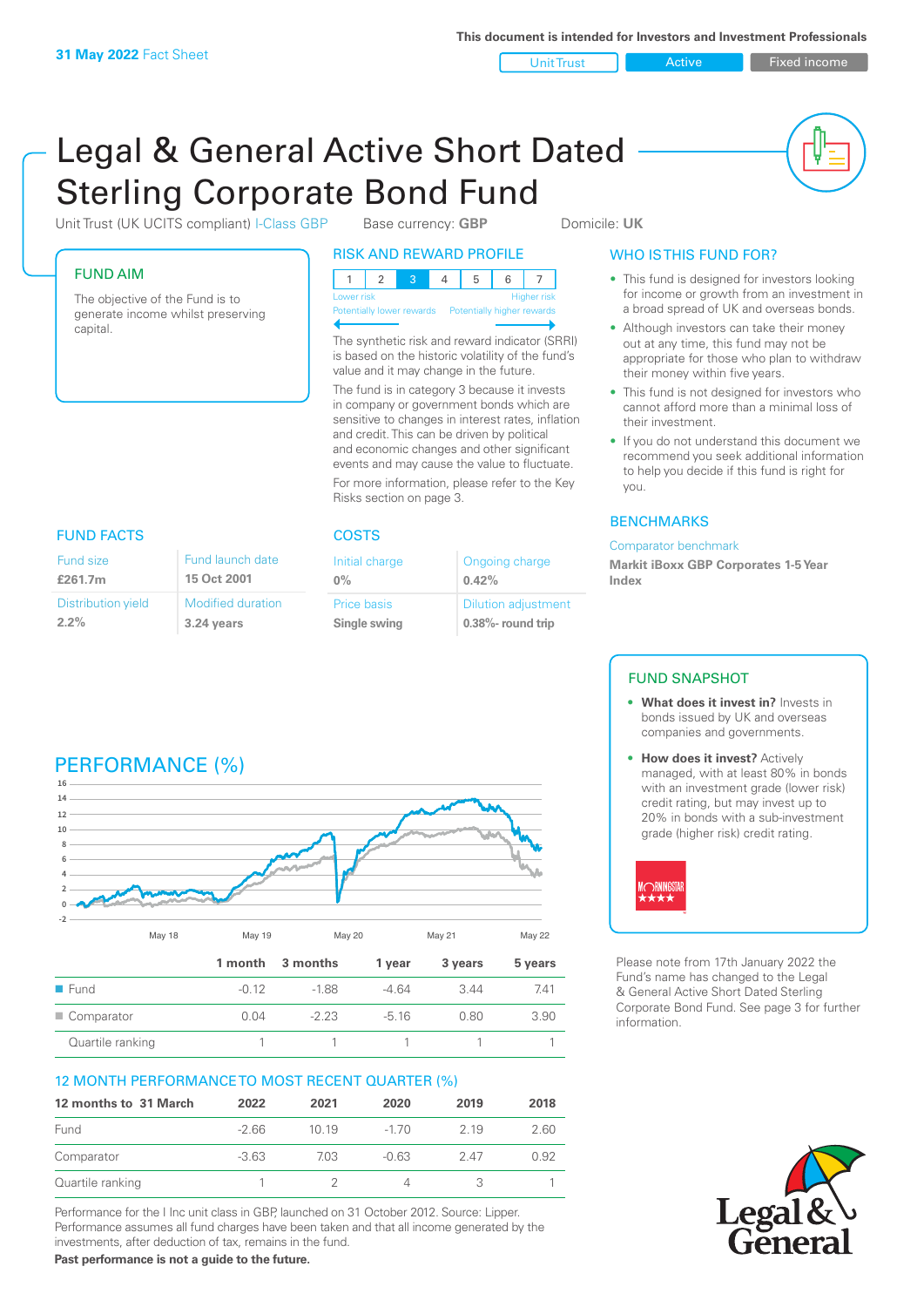**31 May 2022** Fact Sheet

This document is intended for Investors and Investment Professionals

Unit Trust | Active | Fixed income

# Legal & General Active Short Dated Sterling Corporate Bond Fund

Unit Trust (UK UCITS compliant) I-Class GBP    Base currency: **GBP**    Domicile: **UK**

## FUND AIM

The objective of the Fund is to generate income whilst preserving capital.

## RISK AND REWARD PROFILE

| 1 | 2 | 3 | 4 | 5 | 6 | 7 |
|---|---|---|---|---|---|---|

Lower risk — Higher risk
Potentially lower rewards — Potentially higher rewards

The synthetic risk and reward indicator (SRRI) is based on the historic volatility of the fund's value and it may change in the future.

The fund is in category 3 because it invests in company or government bonds which are sensitive to changes in interest rates, inflation and credit. This can be driven by political and economic changes and other significant events and may cause the value to fluctuate.

For more information, please refer to the Key Risks section on page 3.

## WHO IS THIS FUND FOR?

- This fund is designed for investors looking for income or growth from an investment in a broad spread of UK and overseas bonds.
- Although investors can take their money out at any time, this fund may not be appropriate for those who plan to withdraw their money within five years.
- This fund is not designed for investors who cannot afford more than a minimal loss of their investment.
- If you do not understand this document we recommend you seek additional information to help you decide if this fund is right for you.

## FUND FACTS

| Fund size | Fund launch date |
|---|---|
| **£261.7m** | **15 Oct 2001** |
| **Distribution yield** | **Modified duration** |
| **2.2%** | **3.24 years** |

## COSTS

| Initial charge | Ongoing charge |
|---|---|
| **0%** | **0.42%** |
| **Price basis** | **Dilution adjustment** |
| **Single swing** | **0.38%- round trip** |

## BENCHMARKS

Comparator benchmark

**Markit iBoxx GBP Corporates 1-5 Year Index**

## PERFORMANCE (%)

| | 1 month | 3 months | 1 year | 3 years | 5 years |
|---|---|---|---|---|---|
| Fund | -0.12 | -1.88 | -4.64 | 3.44 | 7.41 |
| Comparator | 0.04 | -2.23 | -5.16 | 0.80 | 3.90 |
| Quartile ranking | 1 | 1 | 1 | 1 | 1 |

## FUND SNAPSHOT

- **What does it invest in?** Invests in bonds issued by UK and overseas companies and governments.
- **How does it invest?** Actively managed, with at least 80% in bonds with an investment grade (lower risk) credit rating, but may invest up to 20% in bonds with a sub-investment grade (higher risk) credit rating.

Please note from 17th January 2022 the Fund's name has changed to the Legal & General Active Short Dated Sterling Corporate Bond Fund. See page 3 for further information.

## 12 MONTH PERFORMANCE TO MOST RECENT QUARTER (%)

| 12 months to 31 March | 2022 | 2021 | 2020 | 2019 | 2018 |
|---|---|---|---|---|---|
| Fund | -2.66 | 10.19 | -1.70 | 2.19 | 2.60 |
| Comparator | -3.63 | 7.03 | -0.63 | 2.47 | 0.92 |
| Quartile ranking | 1 | 2 | 4 | 3 | 1 |

Performance for the I Inc unit class in GBP, launched on 31 October 2012. Source: Lipper. Performance assumes all fund charges have been taken and that all income generated by the investments, after deduction of tax, remains in the fund.

**Past performance is not a guide to the future.**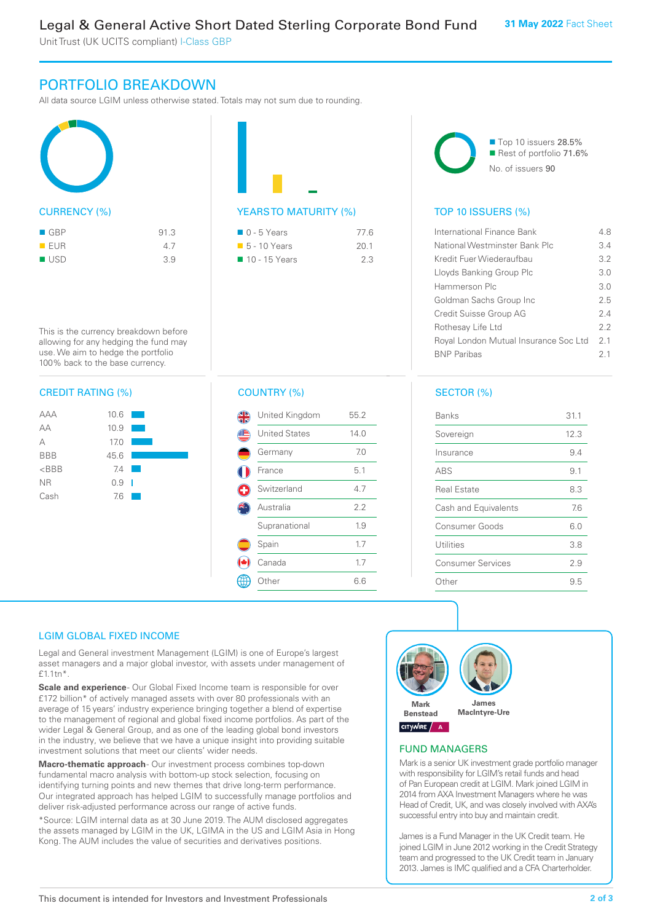## PORTFOLIO BREAKDOWN

All data source LGIM unless otherwise stated. Totals may not sum due to rounding.

### CURRENCY (%)

| Currency | % |
|---|---|
| GBP | 91.3 |
| EUR | 4.7 |
| USD | 3.9 |

This is the currency breakdown before allowing for any hedging the fund may use. We aim to hedge the portfolio 100% back to the base currency.

### YEARS TO MATURITY (%)

| Years | % |
|---|---|
| 0 - 5 Years | 77.6 |
| 5 - 10 Years | 20.1 |
| 10 - 15 Years | 2.3 |

Top 10 issuers 28.5%
Rest of portfolio 71.6%
No. of issuers 90

### TOP 10 ISSUERS (%)

| Issuer | % |
|---|---|
| International Finance Bank | 4.8 |
| National Westminster Bank Plc | 3.4 |
| Kredit Fuer Wiederaufbau | 3.2 |
| Lloyds Banking Group Plc | 3.0 |
| Hammerson Plc | 3.0 |
| Goldman Sachs Group Inc | 2.5 |
| Credit Suisse Group AG | 2.4 |
| Rothesay Life Ltd | 2.2 |
| Royal London Mutual Insurance Soc Ltd | 2.1 |
| BNP Paribas | 2.1 |

### CREDIT RATING (%)

| Rating | % |
|---|---|
| AAA | 10.6 |
| AA | 10.9 |
| A | 17.0 |
| BBB | 45.6 |
| <BBB | 7.4 |
| NR | 0.9 |
| Cash | 7.6 |

### COUNTRY (%)

| Country | % |
|---|---|
| United Kingdom | 55.2 |
| United States | 14.0 |
| Germany | 7.0 |
| France | 5.1 |
| Switzerland | 4.7 |
| Australia | 2.2 |
| Supranational | 1.9 |
| Spain | 1.7 |
| Canada | 1.7 |
| Other | 6.6 |

### SECTOR (%)

| Sector | % |
|---|---|
| Banks | 31.1 |
| Sovereign | 12.3 |
| Insurance | 9.4 |
| ABS | 9.1 |
| Real Estate | 8.3 |
| Cash and Equivalents | 7.6 |
| Consumer Goods | 6.0 |
| Utilities | 3.8 |
| Consumer Services | 2.9 |
| Other | 9.5 |

## LGIM GLOBAL FIXED INCOME

Legal and General investment Management (LGIM) is one of Europe's largest asset managers and a major global investor, with assets under management of £1.1tn*.

**Scale and experience**- Our Global Fixed Income team is responsible for over £172 billion* of actively managed assets with over 80 professionals with an average of 15 years' industry experience bringing together a blend of expertise to the management of regional and global fixed income portfolios. As part of the wider Legal & General Group, and as one of the leading global bond investors in the industry, we believe that we have a unique insight into providing suitable investment solutions that meet our clients' wider needs.

**Macro-thematic approach**- Our investment process combines top-down fundamental macro analysis with bottom-up stock selection, focusing on identifying turning points and new themes that drive long-term performance. Our integrated approach has helped LGIM to successfully manage portfolios and deliver risk-adjusted performance across our range of active funds.

*Source: LGIM internal data as at 30 June 2019. The AUM disclosed aggregates the assets managed by LGIM in the UK, LGIMA in the US and LGIM Asia in Hong Kong. The AUM includes the value of securities and derivatives positions.

Mark Benstead

James MacIntyre-Ure

## FUND MANAGERS

Mark is a senior UK investment grade portfolio manager with responsibility for LGIM's retail funds and head of Pan European credit at LGIM. Mark joined LGIM in 2014 from AXA Investment Managers where he was Head of Credit, UK, and was closely involved with AXA's successful entry into buy and maintain credit.

James is a Fund Manager in the UK Credit team. He joined LGIM in June 2012 working in the Credit Strategy team and progressed to the UK Credit team in January 2013. James is IMC qualified and a CFA Charterholder.

This document is intended for Investors and Investment Professionals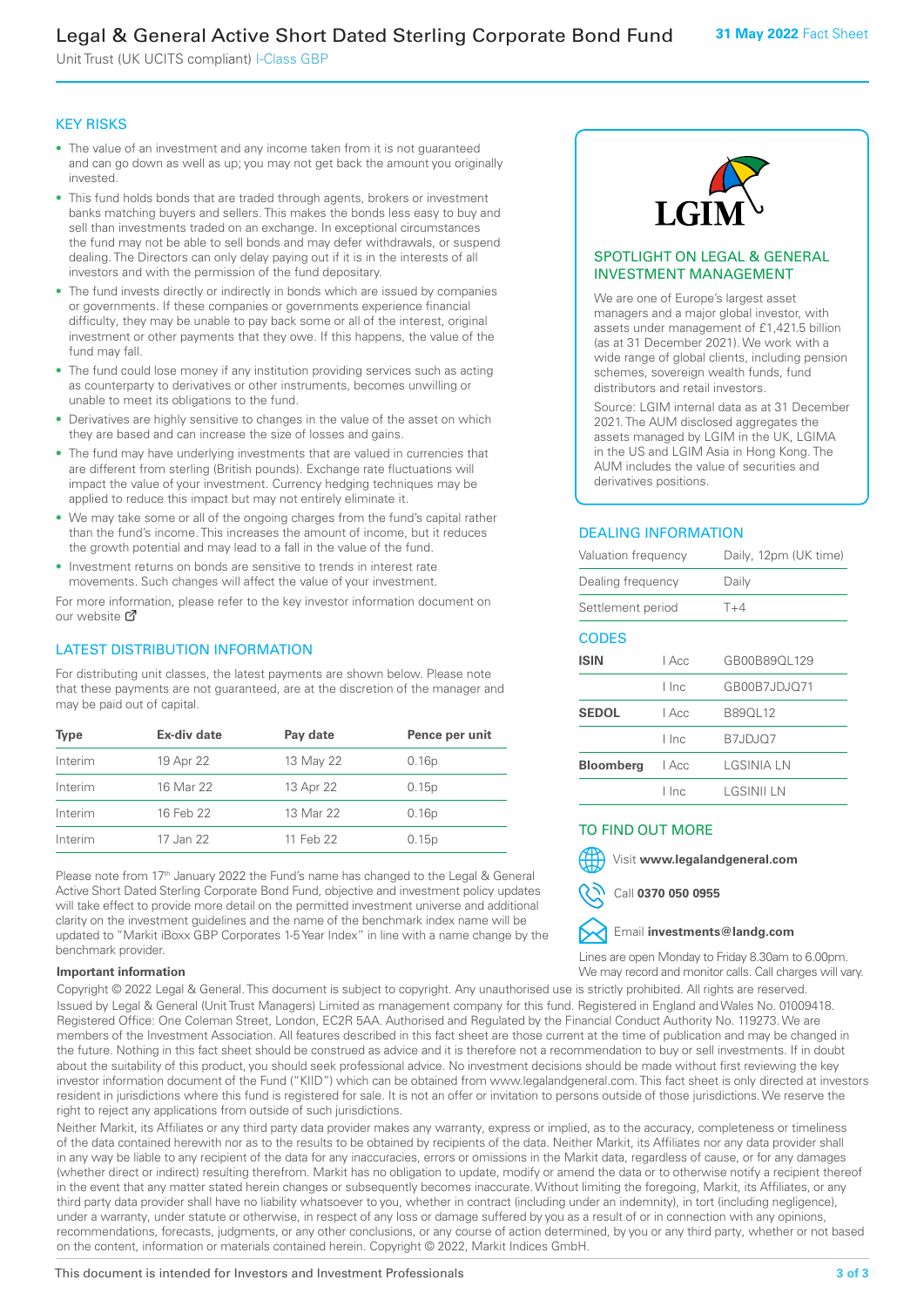# Legal & General Active Short Dated Sterling Corporate Bond Fund

Unit Trust (UK UCITS compliant) I-Class GBP

**31 May 2022** Fact Sheet

## KEY RISKS

- The value of an investment and any income taken from it is not guaranteed and can go down as well as up; you may not get back the amount you originally invested.
- This fund holds bonds that are traded through agents, brokers or investment banks matching buyers and sellers. This makes the bonds less easy to buy and sell than investments traded on an exchange. In exceptional circumstances the fund may not be able to sell bonds and may defer withdrawals, or suspend dealing. The Directors can only delay paying out if it is in the interests of all investors and with the permission of the fund depositary.
- The fund invests directly or indirectly in bonds which are issued by companies or governments. If these companies or governments experience financial difficulty, they may be unable to pay back some or all of the interest, original investment or other payments that they owe. If this happens, the value of the fund may fall.
- The fund could lose money if any institution providing services such as acting as counterparty to derivatives or other instruments, becomes unwilling or unable to meet its obligations to the fund.
- Derivatives are highly sensitive to changes in the value of the asset on which they are based and can increase the size of losses and gains.
- The fund may have underlying investments that are valued in currencies that are different from sterling (British pounds). Exchange rate fluctuations will impact the value of your investment. Currency hedging techniques may be applied to reduce this impact but may not entirely eliminate it.
- We may take some or all of the ongoing charges from the fund's capital rather than the fund's income. This increases the amount of income, but it reduces the growth potential and may lead to a fall in the value of the fund.
- Investment returns on bonds are sensitive to trends in interest rate movements. Such changes will affect the value of your investment.

For more information, please refer to the key investor information document on our website

## LATEST DISTRIBUTION INFORMATION

For distributing unit classes, the latest payments are shown below. Please note that these payments are not guaranteed, are at the discretion of the manager and may be paid out of capital.

| Type | Ex-div date | Pay date | Pence per unit |
|---|---|---|---|
| Interim | 19 Apr 22 | 13 May 22 | 0.16p |
| Interim | 16 Mar 22 | 13 Apr 22 | 0.15p |
| Interim | 16 Feb 22 | 13 Mar 22 | 0.16p |
| Interim | 17 Jan 22 | 11 Feb 22 | 0.15p |

Please note from 17th January 2022 the Fund's name has changed to the Legal & General Active Short Dated Sterling Corporate Bond Fund, objective and investment policy updates will take effect to provide more detail on the permitted investment universe and additional clarity on the investment guidelines and the name of the benchmark index name will be updated to "Markit iBoxx GBP Corporates 1-5 Year Index" in line with a name change by the benchmark provider.

## SPOTLIGHT ON LEGAL & GENERAL INVESTMENT MANAGEMENT

We are one of Europe's largest asset managers and a major global investor, with assets under management of £1,421.5 billion (as at 31 December 2021). We work with a wide range of global clients, including pension schemes, sovereign wealth funds, fund distributors and retail investors.

Source: LGIM internal data as at 31 December 2021. The AUM disclosed aggregates the assets managed by LGIM in the UK, LGIMA in the US and LGIM Asia in Hong Kong. The AUM includes the value of securities and derivatives positions.

## DEALING INFORMATION

| | |
|---|---|
| Valuation frequency | Daily, 12pm (UK time) |
| Dealing frequency | Daily |
| Settlement period | T+4 |

## CODES

| | | |
|---|---|---|
| **ISIN** | I Acc | GB00B89QL129 |
| | I Inc | GB00B7JDJQ71 |
| **SEDOL** | I Acc | B89QL12 |
| | I Inc | B7JDJQ7 |
| **Bloomberg** | I Acc | LGSINIA LN |
| | I Inc | LGSINII LN |

## TO FIND OUT MORE

Visit **www.legalandgeneral.com**

Call **0370 050 0955**

Email **investments@landg.com**

Lines are open Monday to Friday 8.30am to 6.00pm. We may record and monitor calls. Call charges will vary.

### Important information

Copyright © 2022 Legal & General. This document is subject to copyright. Any unauthorised use is strictly prohibited. All rights are reserved.

Issued by Legal & General (Unit Trust Managers) Limited as management company for this fund. Registered in England and Wales No. 01009418. Registered Office: One Coleman Street, London, EC2R 5AA. Authorised and Regulated by the Financial Conduct Authority No. 119273. We are members of the Investment Association. All features described in this fact sheet are those current at the time of publication and may be changed in the future. Nothing in this fact sheet should be construed as advice and it is therefore not a recommendation to buy or sell investments. If in doubt about the suitability of this product, you should seek professional advice. No investment decisions should be made without first reviewing the key investor information document of the Fund ("KIID") which can be obtained from www.legalandgeneral.com. This fact sheet is only directed at investors resident in jurisdictions where this fund is registered for sale. It is not an offer or invitation to persons outside of those jurisdictions. We reserve the right to reject any applications from outside of such jurisdictions.

Neither Markit, its Affiliates or any third party data provider makes any warranty, express or implied, as to the accuracy, completeness or timeliness of the data contained herewith nor as to the results to be obtained by recipients of the data. Neither Markit, its Affiliates nor any data provider shall in any way be liable to any recipient of the data for any inaccuracies, errors or omissions in the Markit data, regardless of cause, or for any damages (whether direct or indirect) resulting therefrom. Markit has no obligation to update, modify or amend the data or to otherwise notify a recipient thereof in the event that any matter stated herein changes or subsequently becomes inaccurate. Without limiting the foregoing, Markit, its Affiliates, or any third party data provider shall have no liability whatsoever to you, whether in contract (including under an indemnity), in tort (including negligence), under a warranty, under statute or otherwise, in respect of any loss or damage suffered by you as a result of or in connection with any opinions, recommendations, forecasts, judgments, or any other conclusions, or any course of action determined, by you or any third party, whether or not based on the content, information or materials contained herein. Copyright © 2022, Markit Indices GmbH.

This document is intended for Investors and Investment Professionals